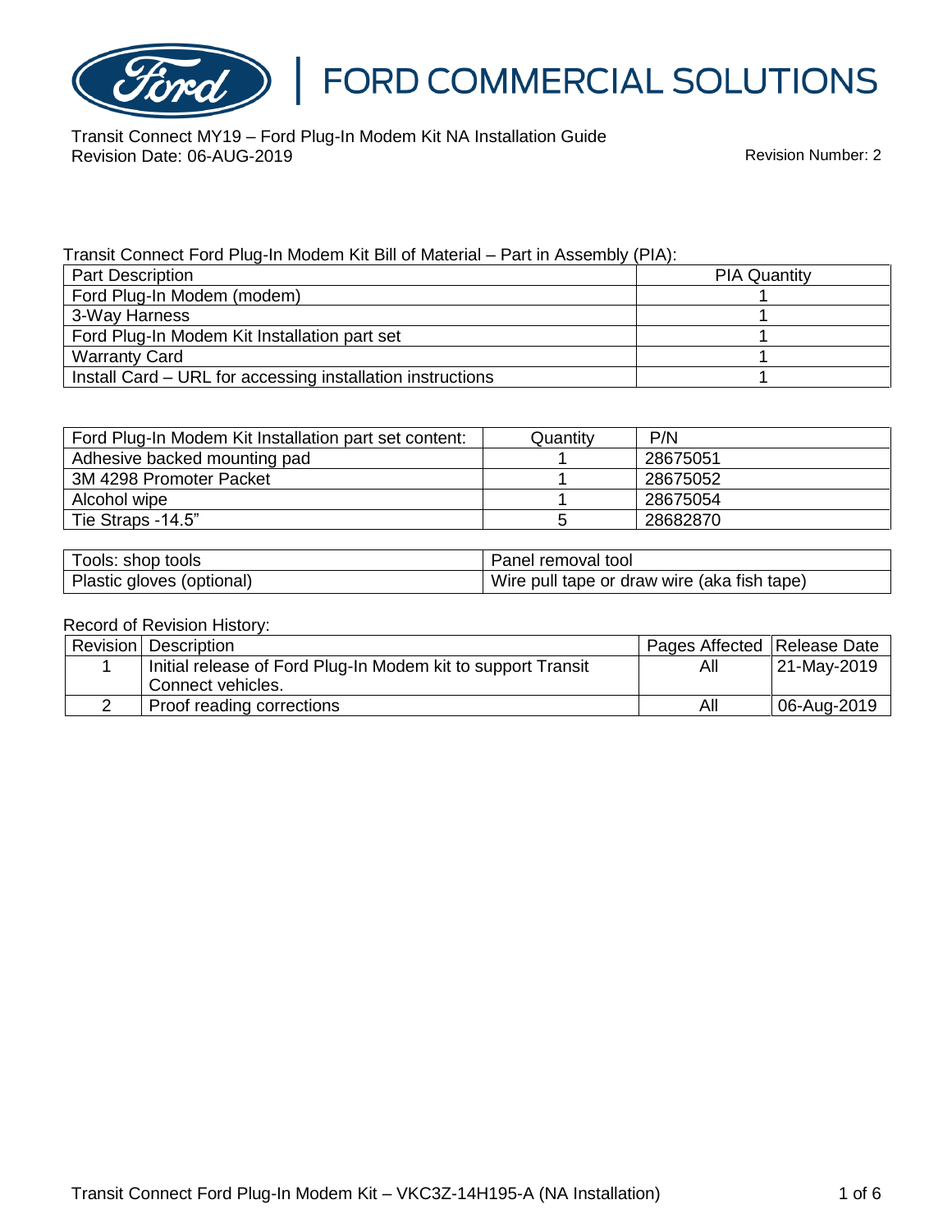FORD COMMERCIAL SOLUTIONS

Transit Connect MY19 – Ford Plug-In Modem Kit NA Installation Guide
Revision Date: 06-AUG-2019

Revision Number: 2

Transit Connect Ford Plug-In Modem Kit Bill of Material – Part in Assembly (PIA):

| Part Description | PIA Quantity |
|---|---|
| Ford Plug-In Modem (modem) | 1 |
| 3-Way Harness | 1 |
| Ford Plug-In Modem Kit Installation part set | 1 |
| Warranty Card | 1 |
| Install Card – URL for accessing installation instructions | 1 |

| Ford Plug-In Modem Kit Installation part set content: | Quantity | P/N |
|---|---|---|
| Adhesive backed mounting pad | 1 | 28675051 |
| 3M 4298 Promoter Packet | 1 | 28675052 |
| Alcohol wipe | 1 | 28675054 |
| Tie Straps -14.5" | 5 | 28682870 |

| Tools: shop tools | Panel removal tool |
|---|---|
| Plastic gloves (optional) | Wire pull tape or draw wire (aka fish tape) |

Record of Revision History:

| Revision | Description | Pages Affected | Release Date |
|---|---|---|---|
| 1 | Initial release of Ford Plug-In Modem kit to support Transit Connect vehicles. | All | 21-May-2019 |
| 2 | Proof reading corrections | All | 06-Aug-2019 |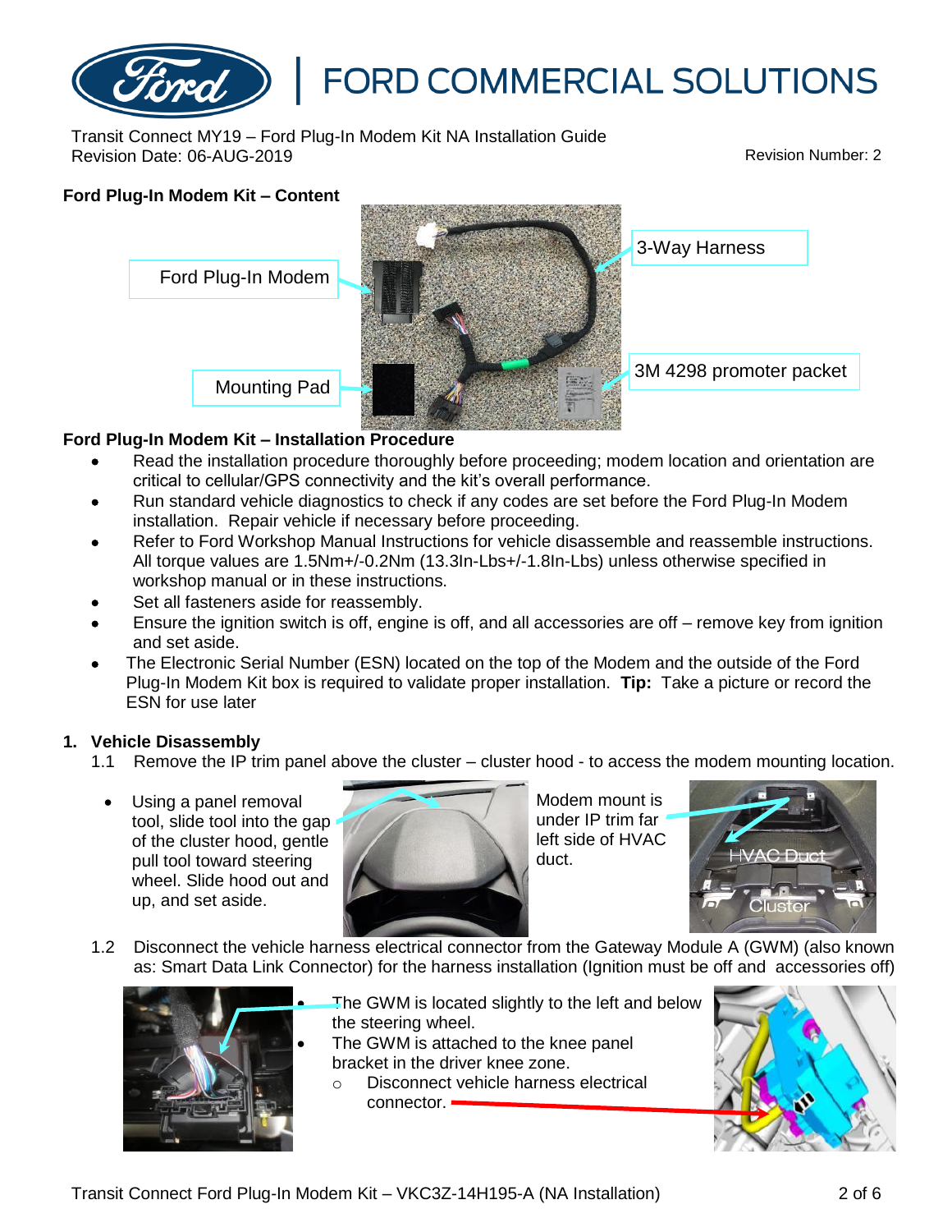Transit Connect MY19 – Ford Plug-In Modem Kit NA Installation Guide
Revision Date: 06-AUG-2019

Revision Number: 2

**Ford Plug-In Modem Kit – Content**

Ford Plug-In Modem

3-Way Harness

Mounting Pad

3M 4298 promoter packet

**Ford Plug-In Modem Kit – Installation Procedure**

- Read the installation procedure thoroughly before proceeding; modem location and orientation are critical to cellular/GPS connectivity and the kit's overall performance.
- Run standard vehicle diagnostics to check if any codes are set before the Ford Plug-In Modem installation. Repair vehicle if necessary before proceeding.
- Refer to Ford Workshop Manual Instructions for vehicle disassemble and reassemble instructions. All torque values are 1.5Nm+/-0.2Nm (13.3In-Lbs+/-1.8In-Lbs) unless otherwise specified in workshop manual or in these instructions.
- Set all fasteners aside for reassembly.
- Ensure the ignition switch is off, engine is off, and all accessories are off – remove key from ignition and set aside.
- The Electronic Serial Number (ESN) located on the top of the Modem and the outside of the Ford Plug-In Modem Kit box is required to validate proper installation. **Tip:** Take a picture or record the ESN for use later

**1. Vehicle Disassembly**

1.1 Remove the IP trim panel above the cluster – cluster hood - to access the modem mounting location.

- Using a panel removal tool, slide tool into the gap of the cluster hood, gentle pull tool toward steering wheel. Slide hood out and up, and set aside.

Modem mount is under IP trim far left side of HVAC duct.

HVAC Duct

Cluster

1.2 Disconnect the vehicle harness electrical connector from the Gateway Module A (GWM) (also known as: Smart Data Link Connector) for the harness installation (Ignition must be off and accessories off)

- The GWM is located slightly to the left and below the steering wheel.
- The GWM is attached to the knee panel bracket in the driver knee zone.
  - Disconnect vehicle harness electrical connector.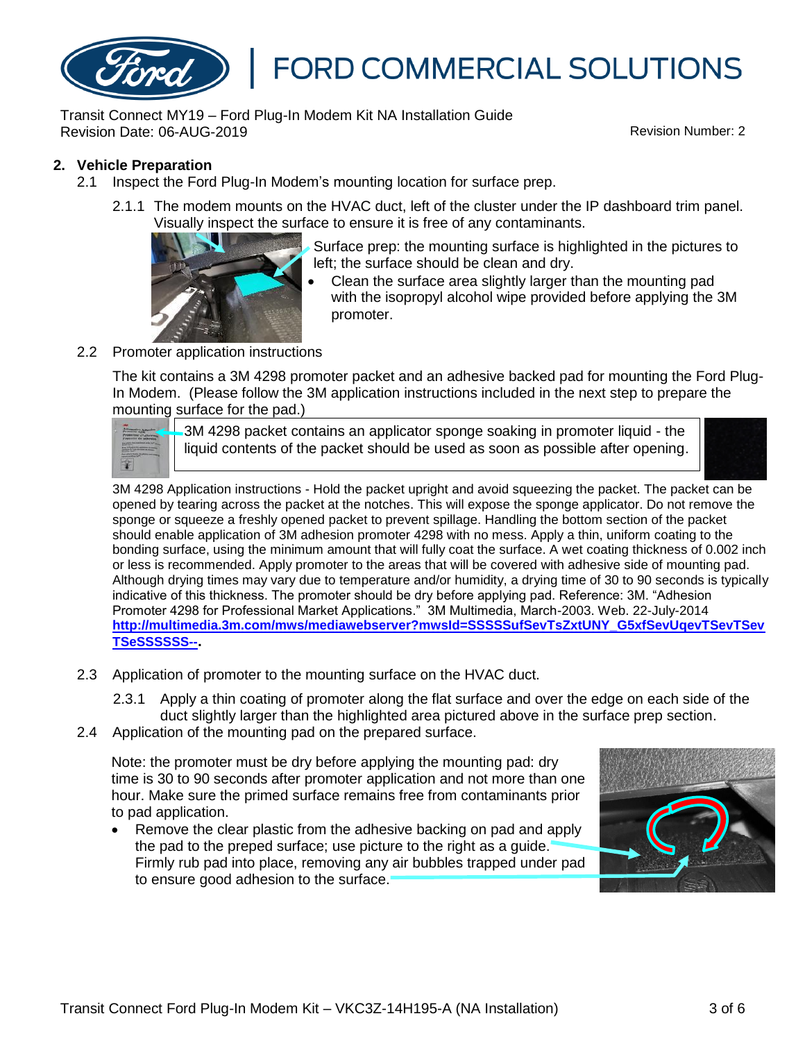## 2. Vehicle Preparation

2.1 Inspect the Ford Plug-In Modem's mounting location for surface prep.

2.1.1 The modem mounts on the HVAC duct, left of the cluster under the IP dashboard trim panel. Visually inspect the surface to ensure it is free of any contaminants.

Surface prep: the mounting surface is highlighted in the pictures to left; the surface should be clean and dry.

- Clean the surface area slightly larger than the mounting pad with the isopropyl alcohol wipe provided before applying the 3M promoter.

2.2 Promoter application instructions

The kit contains a 3M 4298 promoter packet and an adhesive backed pad for mounting the Ford Plug-In Modem. (Please follow the 3M application instructions included in the next step to prepare the mounting surface for the pad.)

3M 4298 packet contains an applicator sponge soaking in promoter liquid - the liquid contents of the packet should be used as soon as possible after opening.

3M 4298 Application instructions - Hold the packet upright and avoid squeezing the packet. The packet can be opened by tearing across the packet at the notches. This will expose the sponge applicator. Do not remove the sponge or squeeze a freshly opened packet to prevent spillage. Handling the bottom section of the packet should enable application of 3M adhesion promoter 4298 with no mess. Apply a thin, uniform coating to the bonding surface, using the minimum amount that will fully coat the surface. A wet coating thickness of 0.002 inch or less is recommended. Apply promoter to the areas that will be covered with adhesive side of mounting pad. Although drying times may vary due to temperature and/or humidity, a drying time of 30 to 90 seconds is typically indicative of this thickness. The promoter should be dry before applying pad. Reference: 3M. "Adhesion Promoter 4298 for Professional Market Applications." 3M Multimedia, March-2003. Web. 22-July-2014 **http://multimedia.3m.com/mws/mediawebserver?mwsId=SSSSSufSevTsZxtUNY_G5xfSevUqevTSevTSevTSeSSSSSS--**.

2.3 Application of promoter to the mounting surface on the HVAC duct.

2.3.1 Apply a thin coating of promoter along the flat surface and over the edge on each side of the duct slightly larger than the highlighted area pictured above in the surface prep section.

2.4 Application of the mounting pad on the prepared surface.

Note: the promoter must be dry before applying the mounting pad: dry time is 30 to 90 seconds after promoter application and not more than one hour. Make sure the primed surface remains free from contaminants prior to pad application.

- Remove the clear plastic from the adhesive backing on pad and apply the pad to the preped surface; use picture to the right as a guide. Firmly rub pad into place, removing any air bubbles trapped under pad to ensure good adhesion to the surface.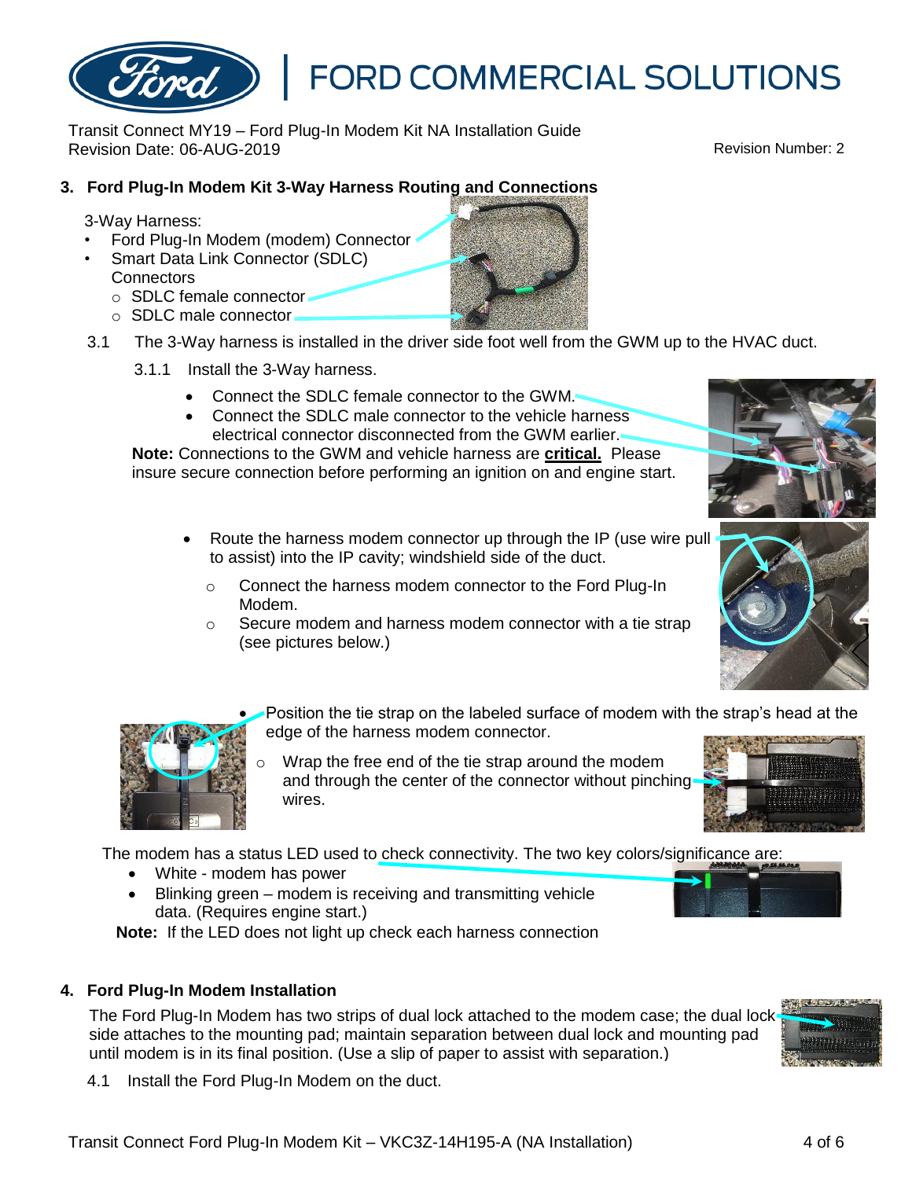## 3. Ford Plug-In Modem Kit 3-Way Harness Routing and Connections

3-Way Harness:

- Ford Plug-In Modem (modem) Connector
- Smart Data Link Connector (SDLC) Connectors
  - SDLC female connector
  - SDLC male connector

3.1 The 3-Way harness is installed in the driver side foot well from the GWM up to the HVAC duct.

3.1.1 Install the 3-Way harness.

- Connect the SDLC female connector to the GWM.
- Connect the SDLC male connector to the vehicle harness electrical connector disconnected from the GWM earlier.

**Note:** Connections to the GWM and vehicle harness are **critical.** Please insure secure connection before performing an ignition on and engine start.

- Route the harness modem connector up through the IP (use wire pull to assist) into the IP cavity; windshield side of the duct.
  - Connect the harness modem connector to the Ford Plug-In Modem.
  - Secure modem and harness modem connector with a tie strap (see pictures below.)
- Position the tie strap on the labeled surface of modem with the strap's head at the edge of the harness modem connector.
  - Wrap the free end of the tie strap around the modem and through the center of the connector without pinching wires.

The modem has a status LED used to check connectivity. The two key colors/significance are:

- White - modem has power
- Blinking green – modem is receiving and transmitting vehicle data. (Requires engine start.)

**Note:** If the LED does not light up check each harness connection

## 4. Ford Plug-In Modem Installation

The Ford Plug-In Modem has two strips of dual lock attached to the modem case; the dual lock side attaches to the mounting pad; maintain separation between dual lock and mounting pad until modem is in its final position. (Use a slip of paper to assist with separation.)

4.1 Install the Ford Plug-In Modem on the duct.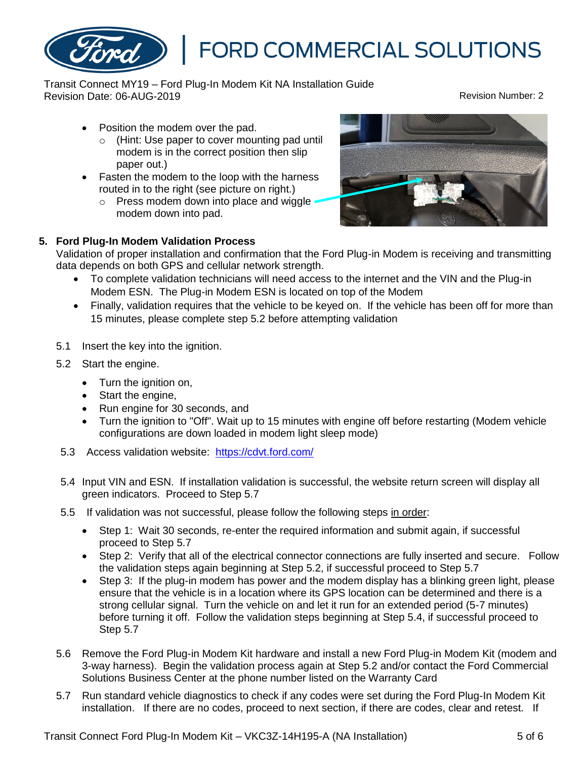- Position the modem over the pad.
  - (Hint: Use paper to cover mounting pad until modem is in the correct position then slip paper out.)
- Fasten the modem to the loop with the harness routed in to the right (see picture on right.)
  - Press modem down into place and wiggle modem down into pad.

## 5. Ford Plug-In Modem Validation Process

Validation of proper installation and confirmation that the Ford Plug-in Modem is receiving and transmitting data depends on both GPS and cellular network strength.

- To complete validation technicians will need access to the internet and the VIN and the Plug-in Modem ESN. The Plug-in Modem ESN is located on top of the Modem
- Finally, validation requires that the vehicle to be keyed on. If the vehicle has been off for more than 15 minutes, please complete step 5.2 before attempting validation

5.1 Insert the key into the ignition.

5.2 Start the engine.

- Turn the ignition on,
- Start the engine,
- Run engine for 30 seconds, and
- Turn the ignition to "Off". Wait up to 15 minutes with engine off before restarting (Modem vehicle configurations are down loaded in modem light sleep mode)

5.3 Access validation website: [https://cdvt.ford.com/](https://cdvt.ford.com/)

5.4 Input VIN and ESN. If installation validation is successful, the website return screen will display all green indicators. Proceed to Step 5.7

5.5 If validation was not successful, please follow the following steps in order:

- Step 1: Wait 30 seconds, re-enter the required information and submit again, if successful proceed to Step 5.7
- Step 2: Verify that all of the electrical connector connections are fully inserted and secure. Follow the validation steps again beginning at Step 5.2, if successful proceed to Step 5.7
- Step 3: If the plug-in modem has power and the modem display has a blinking green light, please ensure that the vehicle is in a location where its GPS location can be determined and there is a strong cellular signal. Turn the vehicle on and let it run for an extended period (5-7 minutes) before turning it off. Follow the validation steps beginning at Step 5.4, if successful proceed to Step 5.7

5.6 Remove the Ford Plug-in Modem Kit hardware and install a new Ford Plug-in Modem Kit (modem and 3-way harness). Begin the validation process again at Step 5.2 and/or contact the Ford Commercial Solutions Business Center at the phone number listed on the Warranty Card

5.7 Run standard vehicle diagnostics to check if any codes were set during the Ford Plug-In Modem Kit installation. If there are no codes, proceed to next section, if there are codes, clear and retest. If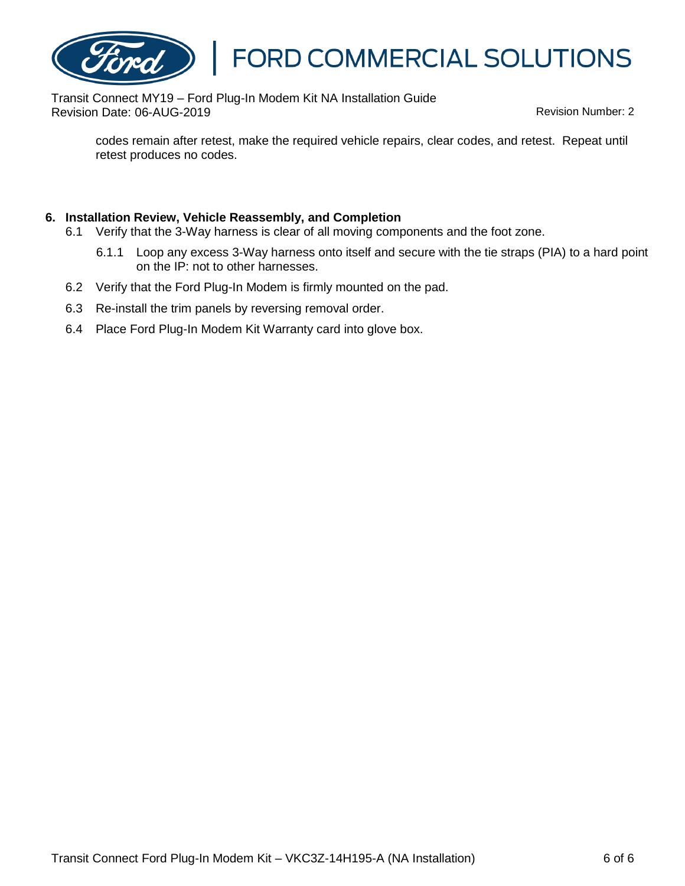codes remain after retest, make the required vehicle repairs, clear codes, and retest. Repeat until retest produces no codes.

**6. Installation Review, Vehicle Reassembly, and Completion**

6.1 Verify that the 3-Way harness is clear of all moving components and the foot zone.

6.1.1 Loop any excess 3-Way harness onto itself and secure with the tie straps (PIA) to a hard point on the IP: not to other harnesses.

6.2 Verify that the Ford Plug-In Modem is firmly mounted on the pad.

6.3 Re-install the trim panels by reversing removal order.

6.4 Place Ford Plug-In Modem Kit Warranty card into glove box.